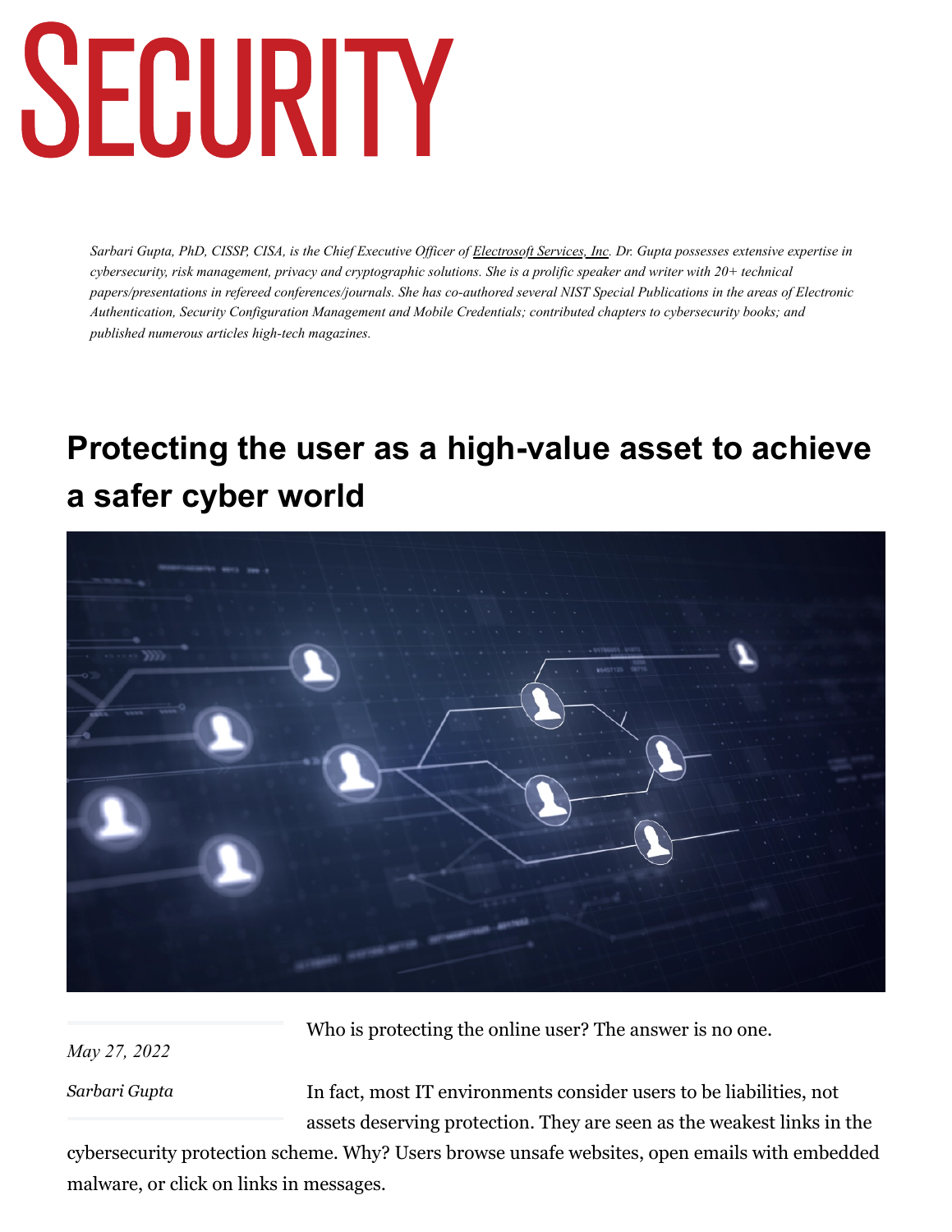# SECURITY

*Sarbari Gupta, PhD, CISSP, CISA, is the Chief Executive Officer of Electrosoft Services, Inc. Dr. Gupta possesses extensive expertise in cybersecurity, risk management, privacy and cryptographic solutions. She is a prolific speaker and writer with 20+ technical papers/presentations in refereed conferences/journals. She has co-authored several NIST Special Publications in the areas of Electronic Authentication, Security Configuration Management and Mobile Credentials; contributed chapters to cybersecurity books; and published numerous articles high-tech magazines.*

## Protecting the user as a high-value asset to achieve a safer cyber world

*May 27, 2022*

*Sarbari Gupta*

Who is protecting the online user? The answer is no one.

In fact, most IT environments consider users to be liabilities, not assets deserving protection. They are seen as the weakest links in the cybersecurity protection scheme. Why? Users browse unsafe websites, open emails with embedded malware, or click on links in messages.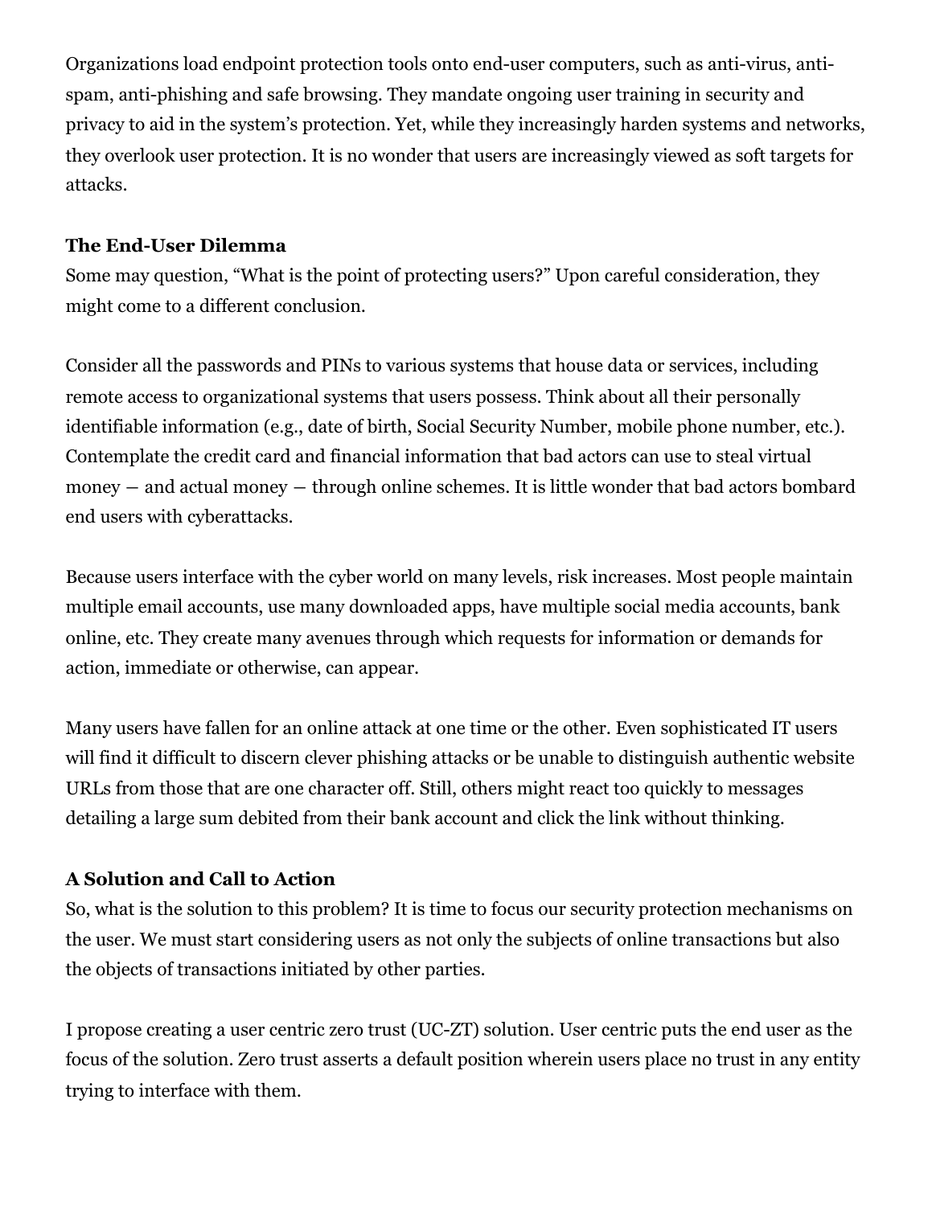Organizations load endpoint protection tools onto end-user computers, such as anti-virus, anti-spam, anti-phishing and safe browsing. They mandate ongoing user training in security and privacy to aid in the system's protection. Yet, while they increasingly harden systems and networks, they overlook user protection. It is no wonder that users are increasingly viewed as soft targets for attacks.

**The End-User Dilemma**

Some may question, "What is the point of protecting users?" Upon careful consideration, they might come to a different conclusion.

Consider all the passwords and PINs to various systems that house data or services, including remote access to organizational systems that users possess. Think about all their personally identifiable information (e.g., date of birth, Social Security Number, mobile phone number, etc.). Contemplate the credit card and financial information that bad actors can use to steal virtual money — and actual money — through online schemes. It is little wonder that bad actors bombard end users with cyberattacks.

Because users interface with the cyber world on many levels, risk increases. Most people maintain multiple email accounts, use many downloaded apps, have multiple social media accounts, bank online, etc. They create many avenues through which requests for information or demands for action, immediate or otherwise, can appear.

Many users have fallen for an online attack at one time or the other. Even sophisticated IT users will find it difficult to discern clever phishing attacks or be unable to distinguish authentic website URLs from those that are one character off. Still, others might react too quickly to messages detailing a large sum debited from their bank account and click the link without thinking.

**A Solution and Call to Action**

So, what is the solution to this problem? It is time to focus our security protection mechanisms on the user. We must start considering users as not only the subjects of online transactions but also the objects of transactions initiated by other parties.

I propose creating a user centric zero trust (UC-ZT) solution. User centric puts the end user as the focus of the solution. Zero trust asserts a default position wherein users place no trust in any entity trying to interface with them.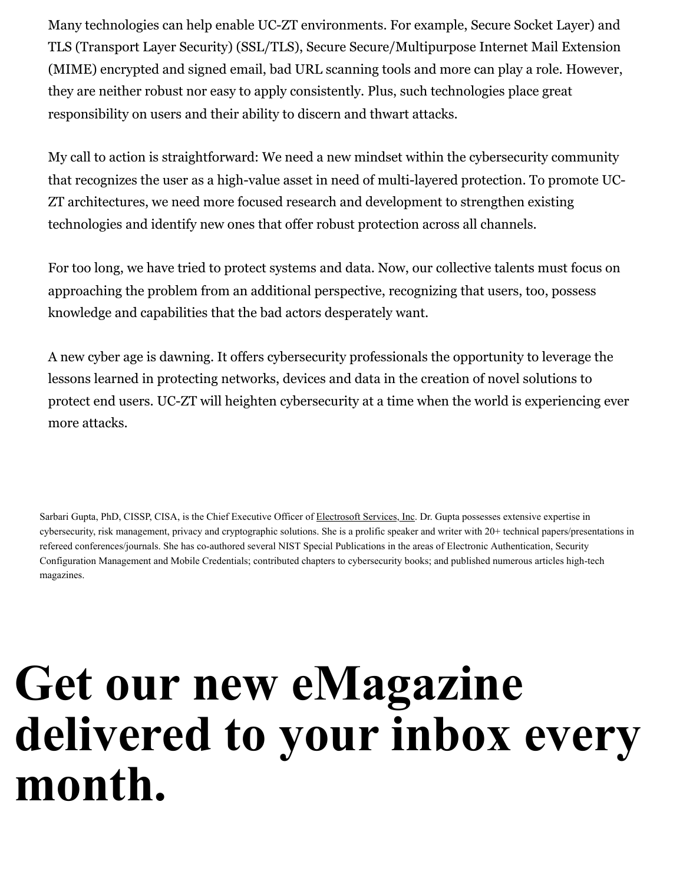Many technologies can help enable UC-ZT environments. For example, Secure Socket Layer) and TLS (Transport Layer Security) (SSL/TLS), Secure Secure/Multipurpose Internet Mail Extension (MIME) encrypted and signed email, bad URL scanning tools and more can play a role. However, they are neither robust nor easy to apply consistently. Plus, such technologies place great responsibility on users and their ability to discern and thwart attacks.

My call to action is straightforward: We need a new mindset within the cybersecurity community that recognizes the user as a high-value asset in need of multi-layered protection. To promote UC-ZT architectures, we need more focused research and development to strengthen existing technologies and identify new ones that offer robust protection across all channels.

For too long, we have tried to protect systems and data. Now, our collective talents must focus on approaching the problem from an additional perspective, recognizing that users, too, possess knowledge and capabilities that the bad actors desperately want.

A new cyber age is dawning. It offers cybersecurity professionals the opportunity to leverage the lessons learned in protecting networks, devices and data in the creation of novel solutions to protect end users. UC-ZT will heighten cybersecurity at a time when the world is experiencing ever more attacks.

Sarbari Gupta, PhD, CISSP, CISA, is the Chief Executive Officer of Electrosoft Services, Inc. Dr. Gupta possesses extensive expertise in cybersecurity, risk management, privacy and cryptographic solutions. She is a prolific speaker and writer with 20+ technical papers/presentations in refereed conferences/journals. She has co-authored several NIST Special Publications in the areas of Electronic Authentication, Security Configuration Management and Mobile Credentials; contributed chapters to cybersecurity books; and published numerous articles high-tech magazines.

# Get our new eMagazine delivered to your inbox every month.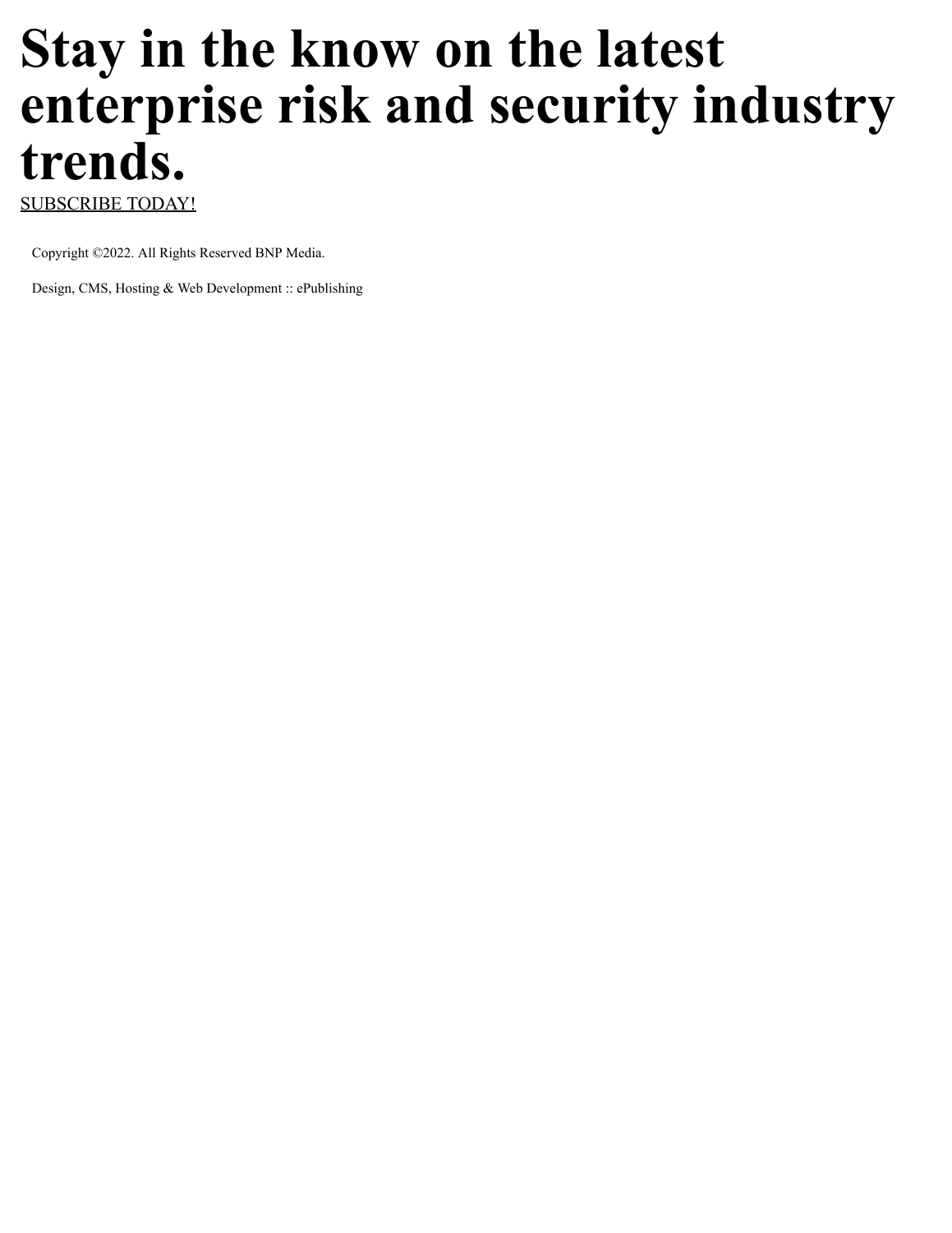# Stay in the know on the latest enterprise risk and security industry trends.

SUBSCRIBE TODAY!

Copyright ©2022. All Rights Reserved BNP Media.

Design, CMS, Hosting & Web Development :: ePublishing